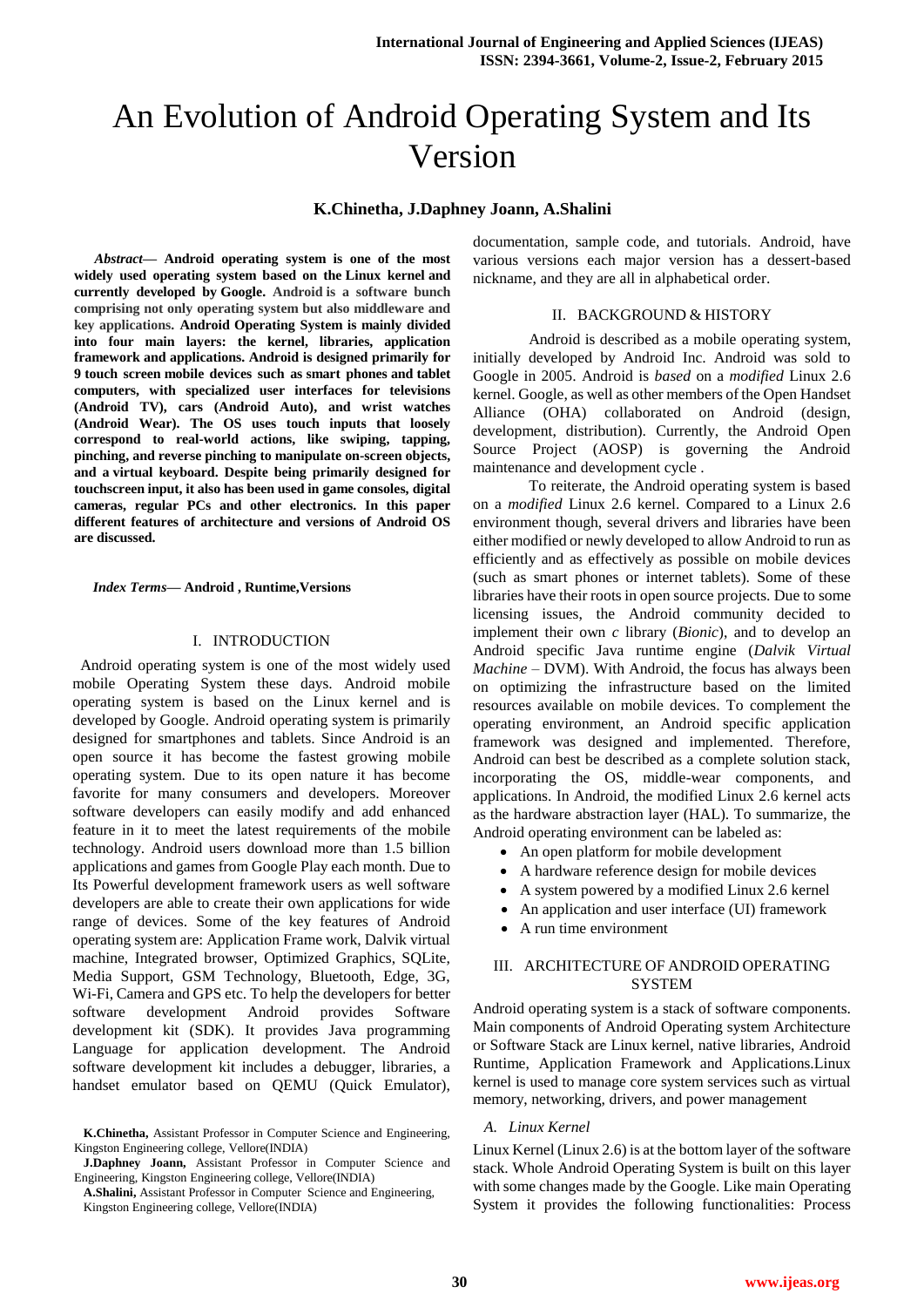# An Evolution of Android Operating System and Its Version

**K.Chinetha, J.Daphney Joann, A.Shalini**

***Abstract*— Android operating system is one of the most widely used operating system based on the Linux kernel and currently developed by Google. Android is a software bunch comprising not only operating system but also middleware and key applications. Android Operating System is mainly divided into four main layers: the kernel, libraries, application framework and applications. Android is designed primarily for 9 touch screen mobile devices such as smart phones and tablet computers, with specialized user interfaces for televisions (Android TV), cars (Android Auto), and wrist watches (Android Wear). The OS uses touch inputs that loosely correspond to real-world actions, like swiping, tapping, pinching, and reverse pinching to manipulate on-screen objects, and a virtual keyboard. Despite being primarily designed for touchscreen input, it also has been used in game consoles, digital cameras, regular PCs and other electronics. In this paper different features of architecture and versions of Android OS are discussed.**

***Index Terms*— Android , Runtime,Versions**

## I. INTRODUCTION

Android operating system is one of the most widely used mobile Operating System these days. Android mobile operating system is based on the Linux kernel and is developed by Google. Android operating system is primarily designed for smartphones and tablets. Since Android is an open source it has become the fastest growing mobile operating system. Due to its open nature it has become favorite for many consumers and developers. Moreover software developers can easily modify and add enhanced feature in it to meet the latest requirements of the mobile technology. Android users download more than 1.5 billion applications and games from Google Play each month. Due to Its Powerful development framework users as well software developers are able to create their own applications for wide range of devices. Some of the key features of Android operating system are: Application Frame work, Dalvik virtual machine, Integrated browser, Optimized Graphics, SQLite, Media Support, GSM Technology, Bluetooth, Edge, 3G, Wi-Fi, Camera and GPS etc. To help the developers for better software development Android provides Software development kit (SDK). It provides Java programming Language for application development. The Android software development kit includes a debugger, libraries, a handset emulator based on QEMU (Quick Emulator), documentation, sample code, and tutorials. Android, have various versions each major version has a dessert-based nickname, and they are all in alphabetical order.

**K.Chinetha,** Assistant Professor in Computer Science and Engineering, Kingston Engineering college, Vellore(INDIA)

**J.Daphney Joann,** Assistant Professor in Computer Science and Engineering, Kingston Engineering college, Vellore(INDIA)

**A.Shalini,** Assistant Professor in Computer Science and Engineering, Kingston Engineering college, Vellore(INDIA)

## II. BACKGROUND & HISTORY

Android is described as a mobile operating system, initially developed by Android Inc. Android was sold to Google in 2005. Android is *based* on a *modified* Linux 2.6 kernel. Google, as well as other members of the Open Handset Alliance (OHA) collaborated on Android (design, development, distribution). Currently, the Android Open Source Project (AOSP) is governing the Android maintenance and development cycle .

To reiterate, the Android operating system is based on a *modified* Linux 2.6 kernel. Compared to a Linux 2.6 environment though, several drivers and libraries have been either modified or newly developed to allow Android to run as efficiently and as effectively as possible on mobile devices (such as smart phones or internet tablets). Some of these libraries have their roots in open source projects. Due to some licensing issues, the Android community decided to implement their own *c* library (*Bionic*), and to develop an Android specific Java runtime engine (*Dalvik Virtual Machine* – DVM). With Android, the focus has always been on optimizing the infrastructure based on the limited resources available on mobile devices. To complement the operating environment, an Android specific application framework was designed and implemented. Therefore, Android can best be described as a complete solution stack, incorporating the OS, middle-wear components, and applications. In Android, the modified Linux 2.6 kernel acts as the hardware abstraction layer (HAL). To summarize, the Android operating environment can be labeled as:

- An open platform for mobile development
- A hardware reference design for mobile devices
- A system powered by a modified Linux 2.6 kernel
- An application and user interface (UI) framework
- A run time environment

## III. ARCHITECTURE OF ANDROID OPERATING SYSTEM

Android operating system is a stack of software components. Main components of Android Operating system Architecture or Software Stack are Linux kernel, native libraries, Android Runtime, Application Framework and Applications.Linux kernel is used to manage core system services such as virtual memory, networking, drivers, and power management

### *A. Linux Kernel*

Linux Kernel (Linux 2.6) is at the bottom layer of the software stack. Whole Android Operating System is built on this layer with some changes made by the Google. Like main Operating System it provides the following functionalities: Process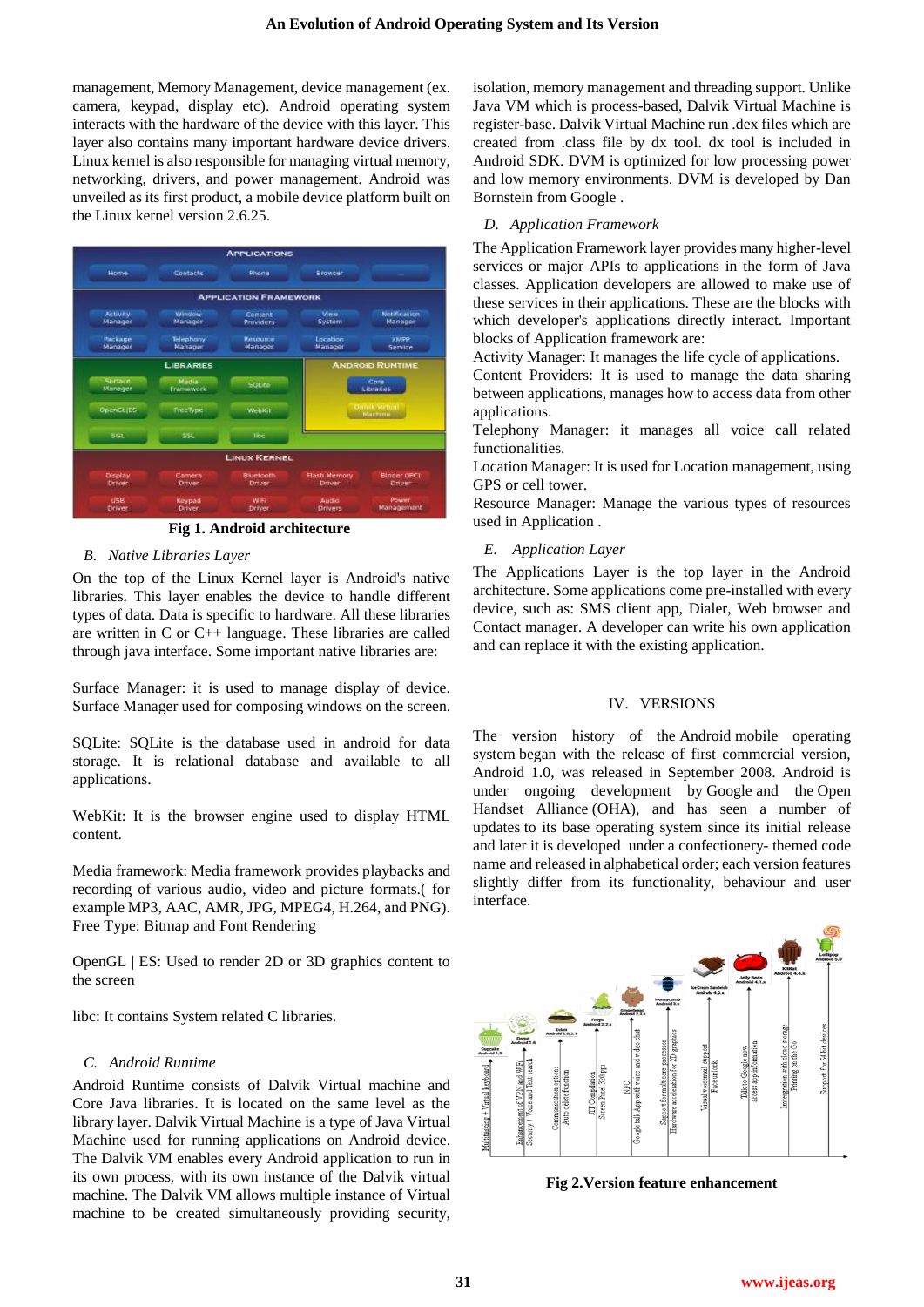management, Memory Management, device management (ex. camera, keypad, display etc). Android operating system interacts with the hardware of the device with this layer. This layer also contains many important hardware device drivers. Linux kernel is also responsible for managing virtual memory, networking, drivers, and power management. Android was unveiled as its first product, a mobile device platform built on the Linux kernel version 2.6.25.

**Fig 1. Android architecture**

### *B. Native Libraries Layer*

On the top of the Linux Kernel layer is Android's native libraries. This layer enables the device to handle different types of data. Data is specific to hardware. All these libraries are written in C or C++ language. These libraries are called through java interface. Some important native libraries are:

Surface Manager: it is used to manage display of device. Surface Manager used for composing windows on the screen.

SQLite: SQLite is the database used in android for data storage. It is relational database and available to all applications.

WebKit: It is the browser engine used to display HTML content.

Media framework: Media framework provides playbacks and recording of various audio, video and picture formats.( for example MP3, AAC, AMR, JPG, MPEG4, H.264, and PNG). Free Type: Bitmap and Font Rendering

OpenGL | ES: Used to render 2D or 3D graphics content to the screen

libc: It contains System related C libraries.

### *C. Android Runtime*

Android Runtime consists of Dalvik Virtual machine and Core Java libraries. It is located on the same level as the library layer. Dalvik Virtual Machine is a type of Java Virtual Machine used for running applications on Android device. The Dalvik VM enables every Android application to run in its own process, with its own instance of the Dalvik virtual machine. The Dalvik VM allows multiple instance of Virtual machine to be created simultaneously providing security, isolation, memory management and threading support. Unlike Java VM which is process-based, Dalvik Virtual Machine is register-base. Dalvik Virtual Machine run .dex files which are created from .class file by dx tool. dx tool is included in Android SDK. DVM is optimized for low processing power and low memory environments. DVM is developed by Dan Bornstein from Google .

### *D. Application Framework*

The Application Framework layer provides many higher-level services or major APIs to applications in the form of Java classes. Application developers are allowed to make use of these services in their applications. These are the blocks with which developer's applications directly interact. Important blocks of Application framework are:

Activity Manager: It manages the life cycle of applications.

Content Providers: It is used to manage the data sharing between applications, manages how to access data from other applications.

Telephony Manager: it manages all voice call related functionalities.

Location Manager: It is used for Location management, using GPS or cell tower.

Resource Manager: Manage the various types of resources used in Application .

### *E. Application Layer*

The Applications Layer is the top layer in the Android architecture. Some applications come pre-installed with every device, such as: SMS client app, Dialer, Web browser and Contact manager. A developer can write his own application and can replace it with the existing application.

## IV. VERSIONS

The version history of the Android mobile operating system began with the release of first commercial version, Android 1.0, was released in September 2008. Android is under ongoing development by Google and the Open Handset Alliance (OHA), and has seen a number of updates to its base operating system since its initial release and later it is developed under a confectionery- themed code name and released in alphabetical order; each version features slightly differ from its functionality, behaviour and user interface.

**Fig 2.Version feature enhancement**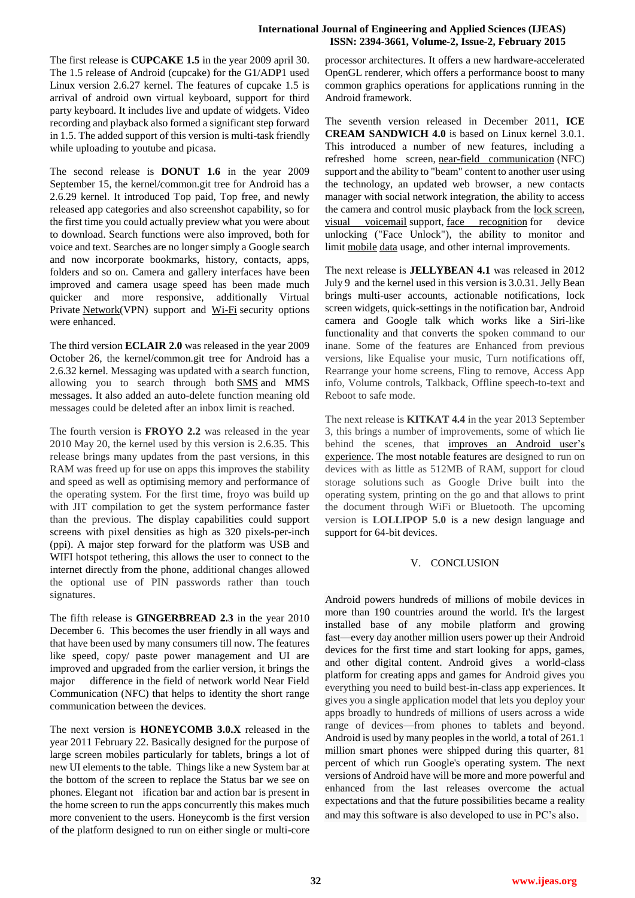The first release is **CUPCAKE 1.5** in the year 2009 april 30. The 1.5 release of Android (cupcake) for the G1/ADP1 used Linux version 2.6.27 kernel. The features of cupcake 1.5 is arrival of android own virtual keyboard, support for third party keyboard. It includes live and update of widgets. Video recording and playback also formed a significant step forward in 1.5. The added support of this version is multi-task friendly while uploading to youtube and picasa.

The second release is **DONUT 1.6** in the year 2009 September 15, the kernel/common.git tree for Android has a 2.6.29 kernel. It introduced Top paid, Top free, and newly released app categories and also screenshot capability, so for the first time you could actually preview what you were about to download. Search functions were also improved, both for voice and text. Searches are no longer simply a Google search and now incorporate bookmarks, history, contacts, apps, folders and so on. Camera and gallery interfaces have been improved and camera usage speed has been made much quicker and more responsive, additionally Virtual Private Network(VPN) support and Wi-Fi security options were enhanced.

The third version **ECLAIR 2.0** was released in the year 2009 October 26, the kernel/common.git tree for Android has a 2.6.32 kernel. Messaging was updated with a search function, allowing you to search through both SMS and MMS messages. It also added an auto-delete function meaning old messages could be deleted after an inbox limit is reached.

The fourth version **FROYO 2.2** was released in the year 2010 May 20, the kernel used by this version is 2.6.35. This release brings many updates from the past versions, in this RAM was freed up for use on apps this improves the stability and speed as well as optimising memory and performance of the operating system. For the first time, froyo was build up with JIT compilation to get the system performance faster than the previous. The display capabilities could support screens with pixel densities as high as 320 pixels-per-inch (ppi). A major step forward for the platform was USB and WIFI hotspot tethering, this allows the user to connect to the internet directly from the phone, additional changes allowed the optional use of PIN passwords rather than touch signatures.

The fifth release is **GINGERBREAD 2.3** in the year 2010 December 6. This becomes the user friendly in all ways and that have been used by many consumers till now. The features like speed, copy/ paste power management and UI are improved and upgraded from the earlier version, it brings the major difference in the field of network world Near Field Communication (NFC) that helps to identity the short range communication between the devices.

The next version is **HONEYCOMB 3.0.X** released in the year 2011 February 22. Basically designed for the purpose of large screen mobiles particularly for tablets, brings a lot of new UI elements to the table. Things like a new System bar at the bottom of the screen to replace the Status bar we see on phones. Elegant not ification bar and action bar is present in the home screen to run the apps concurrently this makes much more convenient to the users. Honeycomb is the first version of the platform designed to run on either single or multi-core processor architectures. It offers a new hardware-accelerated OpenGL renderer, which offers a performance boost to many common graphics operations for applications running in the Android framework.

The seventh version released in December 2011, **ICE CREAM SANDWICH 4.0** is based on Linux kernel 3.0.1. This introduced a number of new features, including a refreshed home screen, near-field communication (NFC) support and the ability to "beam" content to another user using the technology, an updated web browser, a new contacts manager with social network integration, the ability to access the camera and control music playback from the lock screen, visual voicemail support, face recognition for device unlocking ("Face Unlock"), the ability to monitor and limit mobile data usage, and other internal improvements.

The next release is **JELLYBEAN 4.1** was released in 2012 July 9 and the kernel used in this version is 3.0.31. Jelly Bean brings multi-user accounts, actionable notifications, lock screen widgets, quick-settings in the notification bar, Android camera and Google talk which works like a Siri-like functionality and that converts the spoken command to our inane. Some of the features are Enhanced from previous versions, like Equalise your music, Turn notifications off, Rearrange your home screens, Fling to remove, Access App info, Volume controls, Talkback, Offline speech-to-text and Reboot to safe mode.

The next release is **KITKAT 4.4** in the year 2013 September 3, this brings a number of improvements, some of which lie behind the scenes, that improves an Android user's experience. The most notable features are designed to run on devices with as little as 512MB of RAM, support for cloud storage solutions such as Google Drive built into the operating system, printing on the go and that allows to print the document through WiFi or Bluetooth. The upcoming version is **LOLLIPOP 5.0** is a new design language and support for 64-bit devices.

## V. CONCLUSION

Android powers hundreds of millions of mobile devices in more than 190 countries around the world. It's the largest installed base of any mobile platform and growing fast—every day another million users power up their Android devices for the first time and start looking for apps, games, and other digital content. Android gives a world-class platform for creating apps and games for Android gives you everything you need to build best-in-class app experiences. It gives you a single application model that lets you deploy your apps broadly to hundreds of millions of users across a wide range of devices—from phones to tablets and beyond. Android is used by many peoples in the world, a total of 261.1 million smart phones were shipped during this quarter, 81 percent of which run Google's operating system. The next versions of Android have will be more and more powerful and enhanced from the last releases overcome the actual expectations and that the future possibilities became a reality and may this software is also developed to use in PC's also.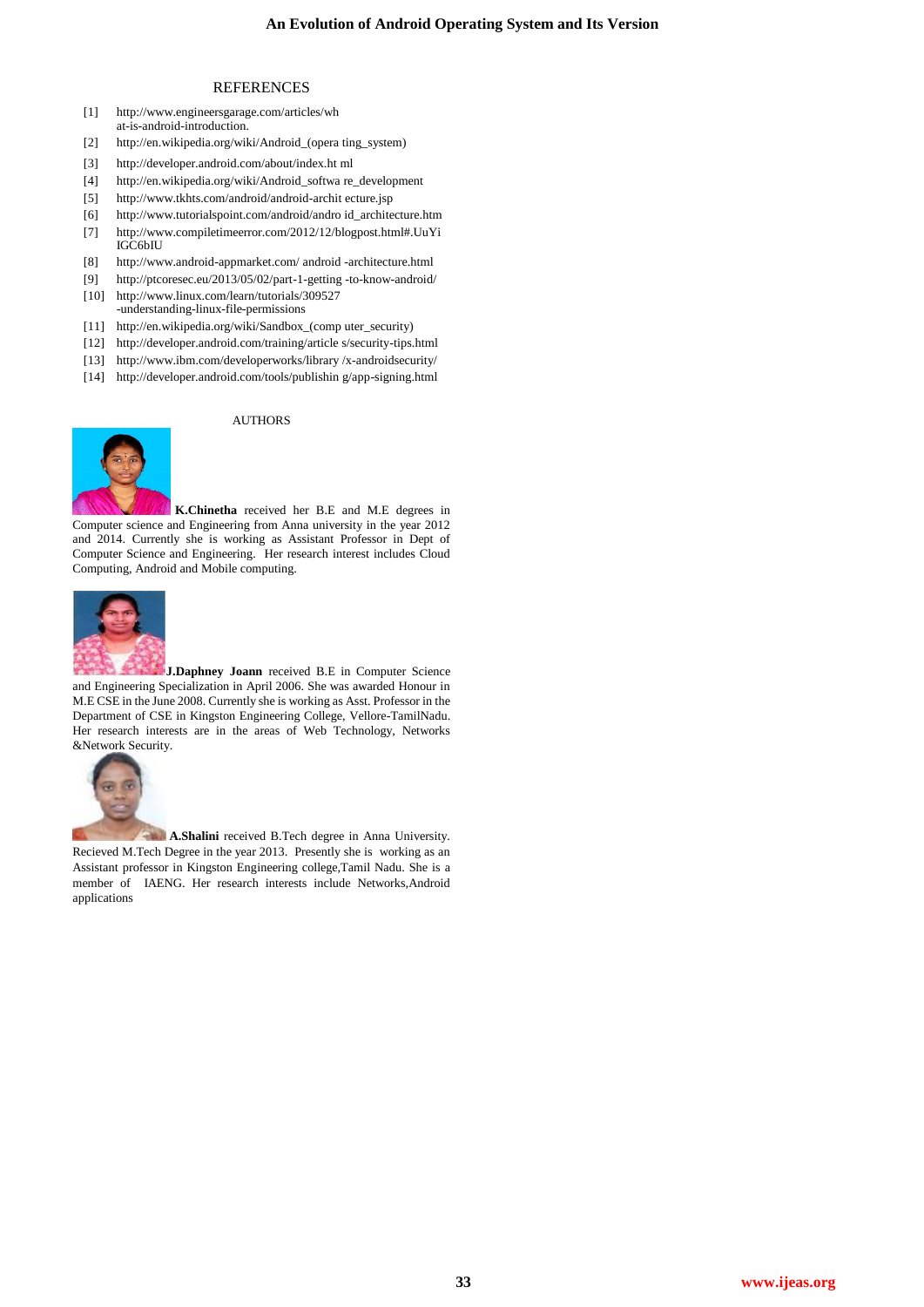## REFERENCES

[1] http://www.engineersgarage.com/articles/what-is-android-introduction.

[2] http://en.wikipedia.org/wiki/Android_(opera ting_system)

[3] http://developer.android.com/about/index.ht ml

[4] http://en.wikipedia.org/wiki/Android_softwa re_development

[5] http://www.tkhts.com/android/android-archit ecture.jsp

[6] http://www.tutorialspoint.com/android/andro id_architecture.htm

[7] http://www.compiletimeerror.com/2012/12/blogpost.html#.UuYiIGC6bIU

[8] http://www.android-appmarket.com/ android -architecture.html

[9] http://ptcoresec.eu/2013/05/02/part-1-getting -to-know-android/

[10] http://www.linux.com/learn/tutorials/309527-understanding-linux-file-permissions

[11] http://en.wikipedia.org/wiki/Sandbox_(comp uter_security)

[12] http://developer.android.com/training/article s/security-tips.html

[13] http://www.ibm.com/developerworks/library /x-androidsecurity/

[14] http://developer.android.com/tools/publishin g/app-signing.html

## AUTHORS

**K.Chinetha** received her B.E and M.E degrees in Computer science and Engineering from Anna university in the year 2012 and 2014. Currently she is working as Assistant Professor in Dept of Computer Science and Engineering. Her research interest includes Cloud Computing, Android and Mobile computing.

**J.Daphney Joann** received B.E in Computer Science and Engineering Specialization in April 2006. She was awarded Honour in M.E CSE in the June 2008. Currently she is working as Asst. Professor in the Department of CSE in Kingston Engineering College, Vellore-TamilNadu. Her research interests are in the areas of Web Technology, Networks &Network Security.

**A.Shalini** received B.Tech degree in Anna University. Recieved M.Tech Degree in the year 2013. Presently she is working as an Assistant professor in Kingston Engineering college,Tamil Nadu. She is a member of IAENG. Her research interests include Networks,Android applications